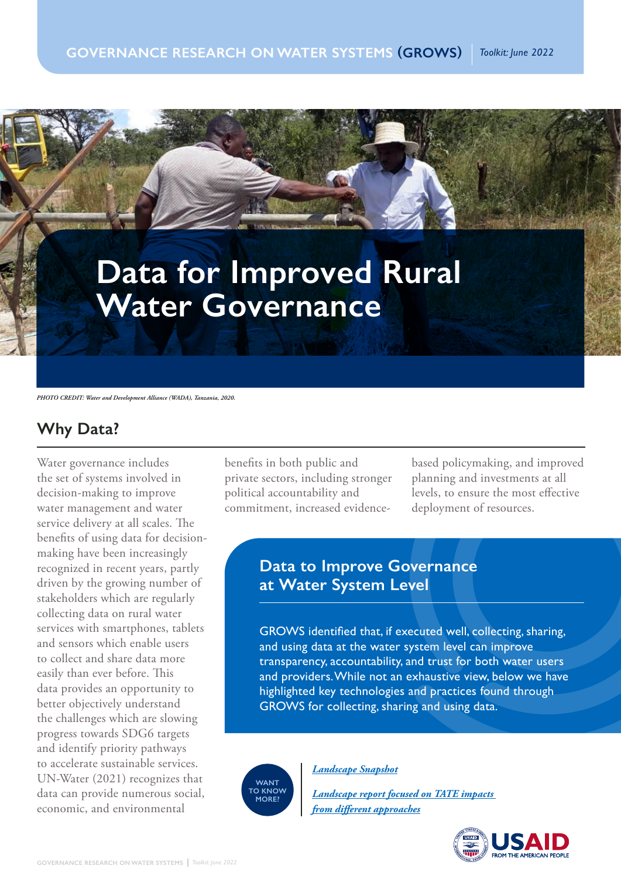# Data for Improved Rural Water Governance

*PHOTO CREDIT: Water and Development Alliance (WADA), Tanzania, 2020.*

## Why Data?

Water governance includes the set of systems involved in decision-making to improve water management and water service delivery at all scales. The benefits of using data for decision-making have been increasingly recognized in recent years, partly driven by the growing number of stakeholders which are regularly collecting data on rural water services with smartphones, tablets and sensors which enable users to collect and share data more easily than ever before. This data provides an opportunity to better objectively understand the challenges which are slowing progress towards SDG6 targets and identify priority pathways to accelerate sustainable services. UN-Water (2021) recognizes that data can provide numerous social, economic, and environmental benefits in both public and private sectors, including stronger political accountability and commitment, increased evidence-based policymaking, and improved planning and investments at all levels, to ensure the most effective deployment of resources.

### Data to Improve Governance at Water System Level

GROWS identified that, if executed well, collecting, sharing, and using data at the water system level can improve transparency, accountability, and trust for both water users and providers. While not an exhaustive view, below we have highlighted key technologies and practices found through GROWS for collecting, sharing and using data.

**WANT TO KNOW MORE?**

*Landscape Snapshot*

*Landscape report focused on TATE impacts from different approaches*

USAID FROM THE AMERICAN PEOPLE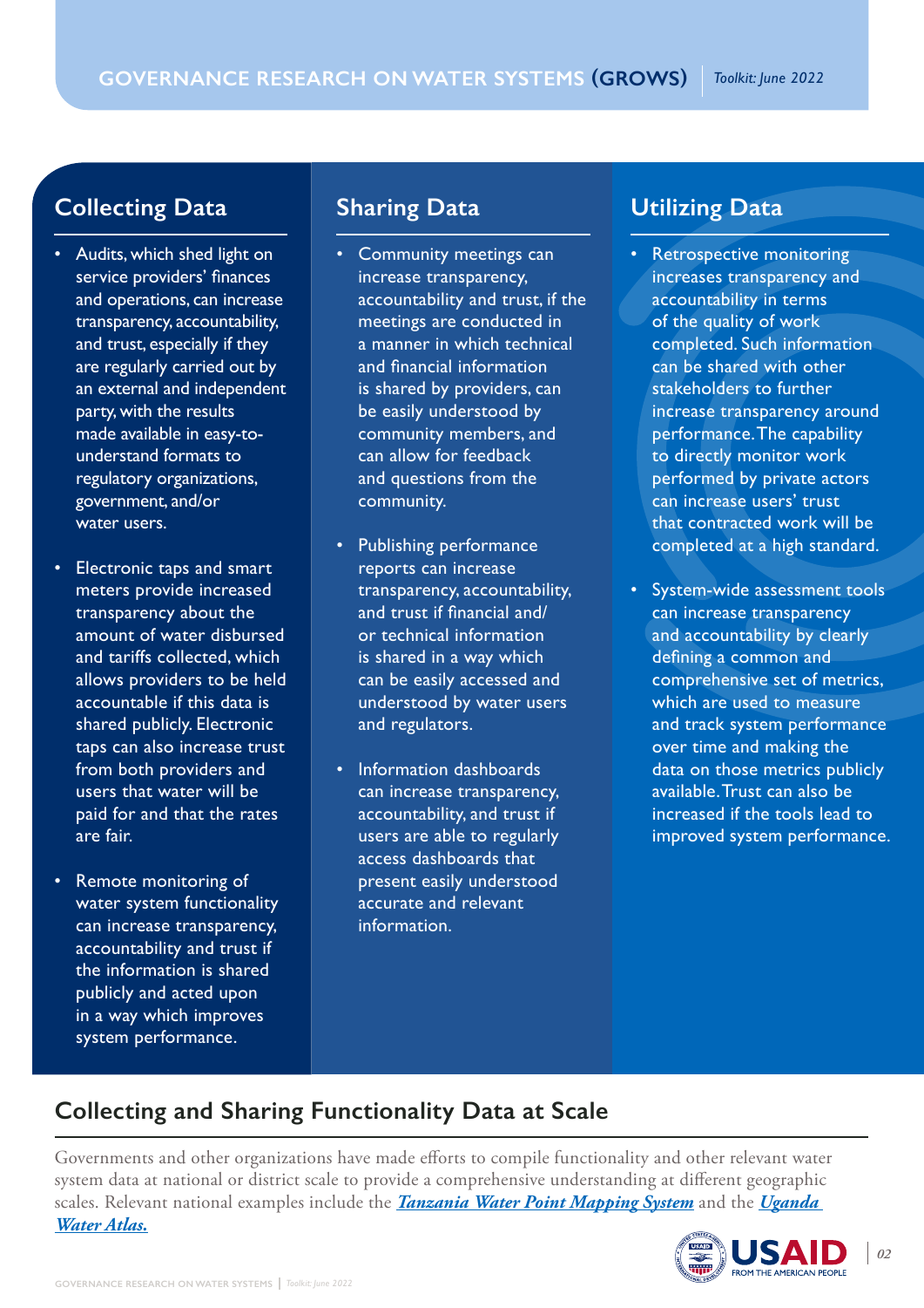## Collecting Data

- Audits, which shed light on service providers' finances and operations, can increase transparency, accountability, and trust, especially if they are regularly carried out by an external and independent party, with the results made available in easy-to-understand formats to regulatory organizations, government, and/or water users.
- Electronic taps and smart meters provide increased transparency about the amount of water disbursed and tariffs collected, which allows providers to be held accountable if this data is shared publicly. Electronic taps can also increase trust from both providers and users that water will be paid for and that the rates are fair.
- Remote monitoring of water system functionality can increase transparency, accountability and trust if the information is shared publicly and acted upon in a way which improves system performance.

## Sharing Data

- Community meetings can increase transparency, accountability and trust, if the meetings are conducted in a manner in which technical and financial information is shared by providers, can be easily understood by community members, and can allow for feedback and questions from the community.
- Publishing performance reports can increase transparency, accountability, and trust if financial and/or technical information is shared in a way which can be easily accessed and understood by water users and regulators.
- Information dashboards can increase transparency, accountability, and trust if users are able to regularly access dashboards that present easily understood accurate and relevant information.

## Utilizing Data

- Retrospective monitoring increases transparency and accountability in terms of the quality of work completed. Such information can be shared with other stakeholders to further increase transparency around performance. The capability to directly monitor work performed by private actors can increase users' trust that contracted work will be completed at a high standard.
- System-wide assessment tools can increase transparency and accountability by clearly defining a common and comprehensive set of metrics, which are used to measure and track system performance over time and making the data on those metrics publicly available. Trust can also be increased if the tools lead to improved system performance.

## Collecting and Sharing Functionality Data at Scale

Governments and other organizations have made efforts to compile functionality and other relevant water system data at national or district scale to provide a comprehensive understanding at different geographic scales. Relevant national examples include the ***Tanzania Water Point Mapping System*** and the ***Uganda Water Atlas.***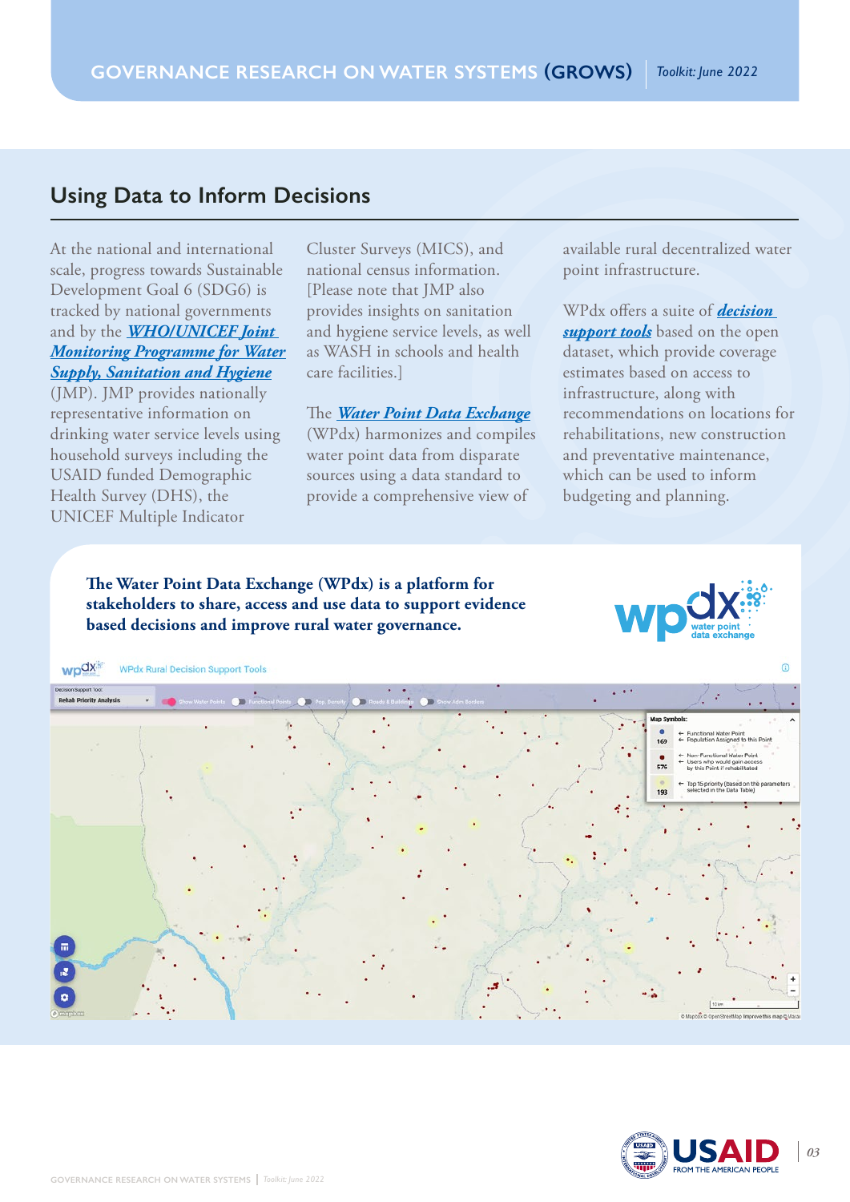## Using Data to Inform Decisions

At the national and international scale, progress towards Sustainable Development Goal 6 (SDG6) is tracked by national governments and by the ***WHO/UNICEF Joint Monitoring Programme for Water Supply, Sanitation and Hygiene*** (JMP). JMP provides nationally representative information on drinking water service levels using household surveys including the USAID funded Demographic Health Survey (DHS), the UNICEF Multiple Indicator Cluster Surveys (MICS), and national census information. [Please note that JMP also provides insights on sanitation and hygiene service levels, as well as WASH in schools and health care facilities.]

The ***Water Point Data Exchange*** (WPdx) harmonizes and compiles water point data from disparate sources using a data standard to provide a comprehensive view of available rural decentralized water point infrastructure.

WPdx offers a suite of ***decision support tools*** based on the open dataset, which provide coverage estimates based on access to infrastructure, along with recommendations on locations for rehabilitations, new construction and preventative maintenance, which can be used to inform budgeting and planning.

**The Water Point Data Exchange (WPdx) is a platform for stakeholders to share, access and use data to support evidence based decisions and improve rural water governance.**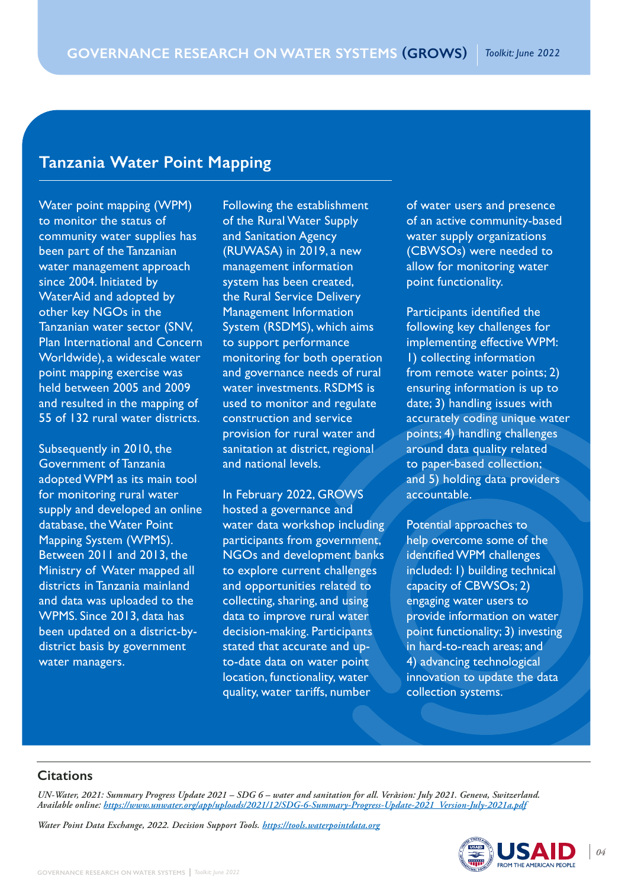## Tanzania Water Point Mapping

Water point mapping (WPM) to monitor the status of community water supplies has been part of the Tanzanian water management approach since 2004. Initiated by WaterAid and adopted by other key NGOs in the Tanzanian water sector (SNV, Plan International and Concern Worldwide), a widescale water point mapping exercise was held between 2005 and 2009 and resulted in the mapping of 55 of 132 rural water districts.

Subsequently in 2010, the Government of Tanzania adopted WPM as its main tool for monitoring rural water supply and developed an online database, the Water Point Mapping System (WPMS). Between 2011 and 2013, the Ministry of Water mapped all districts in Tanzania mainland and data was uploaded to the WPMS. Since 2013, data has been updated on a district-by-district basis by government water managers.

Following the establishment of the Rural Water Supply and Sanitation Agency (RUWASA) in 2019, a new management information system has been created, the Rural Service Delivery Management Information System (RSDMS), which aims to support performance monitoring for both operation and governance needs of rural water investments. RSDMS is used to monitor and regulate construction and service provision for rural water and sanitation at district, regional and national levels.

In February 2022, GROWS hosted a governance and water data workshop including participants from government, NGOs and development banks to explore current challenges and opportunities related to collecting, sharing, and using data to improve rural water decision-making. Participants stated that accurate and up-to-date data on water point location, functionality, water quality, water tariffs, number of water users and presence of an active community-based water supply organizations (CBWSOs) were needed to allow for monitoring water point functionality.

Participants identified the following key challenges for implementing effective WPM: 1) collecting information from remote water points; 2) ensuring information is up to date; 3) handling issues with accurately coding unique water points; 4) handling challenges around data quality related to paper-based collection; and 5) holding data providers accountable.

Potential approaches to help overcome some of the identified WPM challenges included: 1) building technical capacity of CBWSOs; 2) engaging water users to provide information on water point functionality; 3) investing in hard-to-reach areas; and 4) advancing technological innovation to update the data collection systems.

### Citations

*UN-Water, 2021: Summary Progress Update 2021 – SDG 6 – water and sanitation for all. Veràsion: July 2021. Geneva, Switzerland. Available online: https://www.unwater.org/app/uploads/2021/12/SDG-6-Summary-Progress-Update-2021_Version-July-2021a.pdf*

*Water Point Data Exchange, 2022. Decision Support Tools. https://tools.waterpointdata.org*